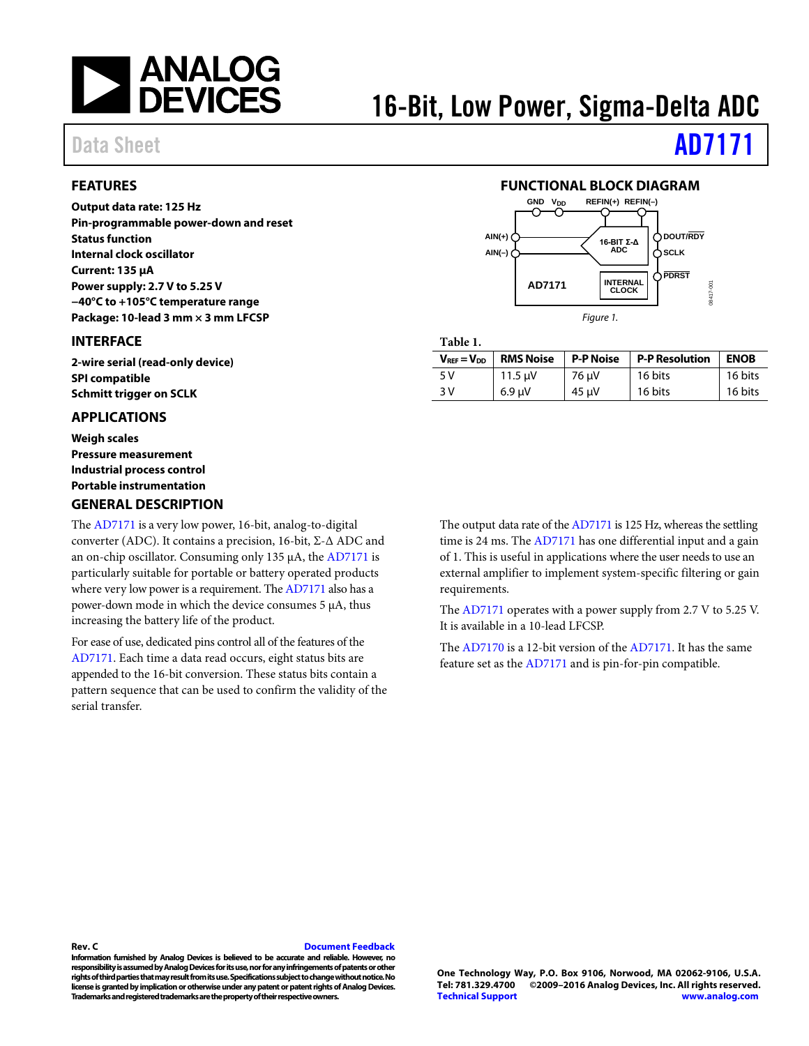# 16-Bit, Low Power, Sigma-Delta ADC

Data Sheet **AD7171**

## FEATURES

**Output data rate: 125 Hz**
**Pin-programmable power-down and reset**
**Status function**
**Internal clock oscillator**
**Current: 135 µA**
**Power supply: 2.7 V to 5.25 V**
**−40°C to +105°C temperature range**
**Package: 10-lead 3 mm × 3 mm LFCSP**

## INTERFACE

**2-wire serial (read-only device)**
**SPI compatible**
**Schmitt trigger on SCLK**

## APPLICATIONS

**Weigh scales**
**Pressure measurement**
**Industrial process control**
**Portable instrumentation**

## FUNCTIONAL BLOCK DIAGRAM

*Figure 1.*

**Table 1.**

| $V_{REF} = V_{DD}$ | RMS Noise | P-P Noise | P-P Resolution | ENOB |
|---|---|---|---|---|
| 5 V | 11.5 µV | 76 µV | 16 bits | 16 bits |
| 3 V | 6.9 µV | 45 µV | 16 bits | 16 bits |

## GENERAL DESCRIPTION

The AD7171 is a very low power, 16-bit, analog-to-digital converter (ADC). It contains a precision, 16-bit, Σ-Δ ADC and an on-chip oscillator. Consuming only 135 µA, the AD7171 is particularly suitable for portable or battery operated products where very low power is a requirement. The AD7171 also has a power-down mode in which the device consumes 5 µA, thus increasing the battery life of the product.

For ease of use, dedicated pins control all of the features of the AD7171. Each time a data read occurs, eight status bits are appended to the 16-bit conversion. These status bits contain a pattern sequence that can be used to confirm the validity of the serial transfer.

The output data rate of the AD7171 is 125 Hz, whereas the settling time is 24 ms. The AD7171 has one differential input and a gain of 1. This is useful in applications where the user needs to use an external amplifier to implement system-specific filtering or gain requirements.

The AD7171 operates with a power supply from 2.7 V to 5.25 V. It is available in a 10-lead LFCSP.

The AD7170 is a 12-bit version of the AD7171. It has the same feature set as the AD7171 and is pin-for-pin compatible.

**Rev. C** Document Feedback
**Information furnished by Analog Devices is believed to be accurate and reliable. However, no responsibility is assumed by Analog Devices for its use, nor for any infringements of patents or other rights of third parties that may result from its use. Specifications subject to change without notice. No license is granted by implication or otherwise under any patent or patent rights of Analog Devices. Trademarks and registered trademarks are the property of their respective owners.**

**One Technology Way, P.O. Box 9106, Norwood, MA 02062-9106, U.S.A.**
**Tel: 781.329.4700 ©2009–2016 Analog Devices, Inc. All rights reserved.**
**Technical Support www.analog.com**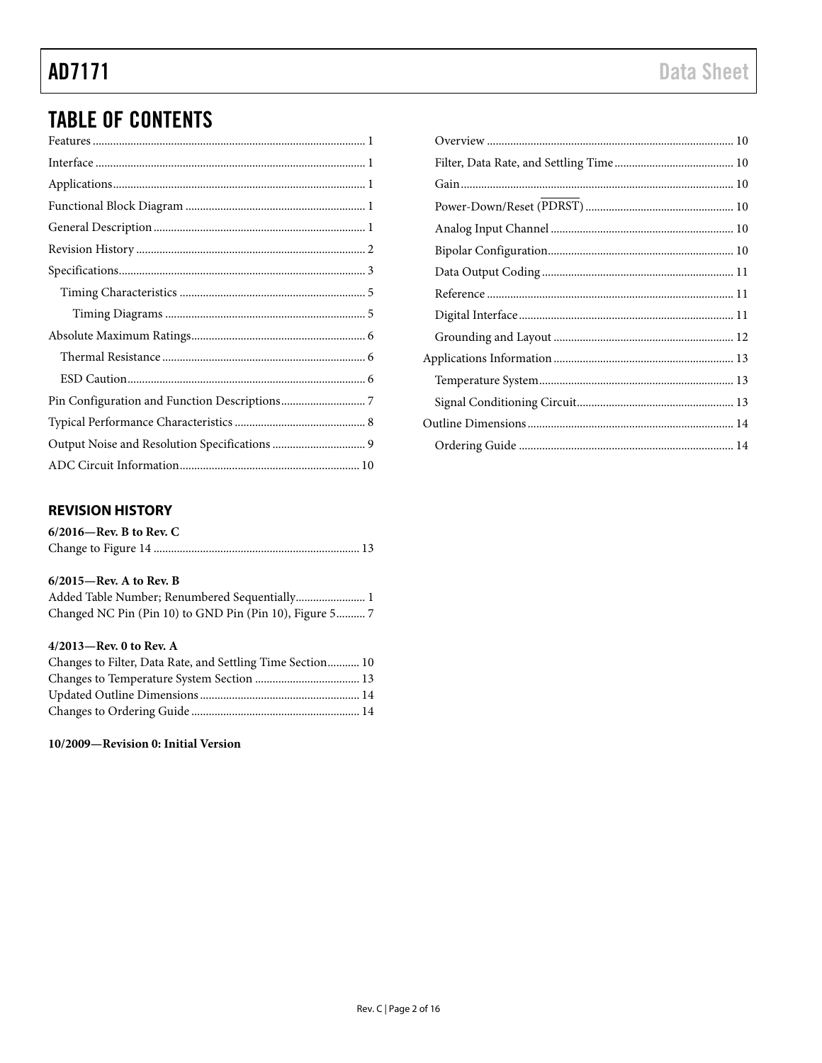## TABLE OF CONTENTS

Features ... 1
Interface ... 1
Applications ... 1
Functional Block Diagram ... 1
General Description ... 1
Revision History ... 2
Specifications ... 3
  Timing Characteristics ... 5
    Timing Diagrams ... 5
Absolute Maximum Ratings ... 6
  Thermal Resistance ... 6
  ESD Caution ... 6
Pin Configuration and Function Descriptions ... 7
Typical Performance Characteristics ... 8
Output Noise and Resolution Specifications ... 9
ADC Circuit Information ... 10
  Overview ... 10
  Filter, Data Rate, and Settling Time ... 10
  Gain ... 10
  Power-Down/Reset ($\overline{\text{PDRST}}$) ... 10
  Analog Input Channel ... 10
  Bipolar Configuration ... 10
  Data Output Coding ... 11
  Reference ... 11
  Digital Interface ... 11
  Grounding and Layout ... 12
Applications Information ... 13
  Temperature System ... 13
  Signal Conditioning Circuit ... 13
Outline Dimensions ... 14
  Ordering Guide ... 14

### REVISION HISTORY

**6/2016—Rev. B to Rev. C**

Change to Figure 14 ... 13

**6/2015—Rev. A to Rev. B**

Added Table Number; Renumbered Sequentially ... 1
Changed NC Pin (Pin 10) to GND Pin (Pin 10), Figure 5 ... 7

**4/2013—Rev. 0 to Rev. A**

Changes to Filter, Data Rate, and Settling Time Section ... 10
Changes to Temperature System Section ... 13
Updated Outline Dimensions ... 14
Changes to Ordering Guide ... 14

**10/2009—Revision 0: Initial Version**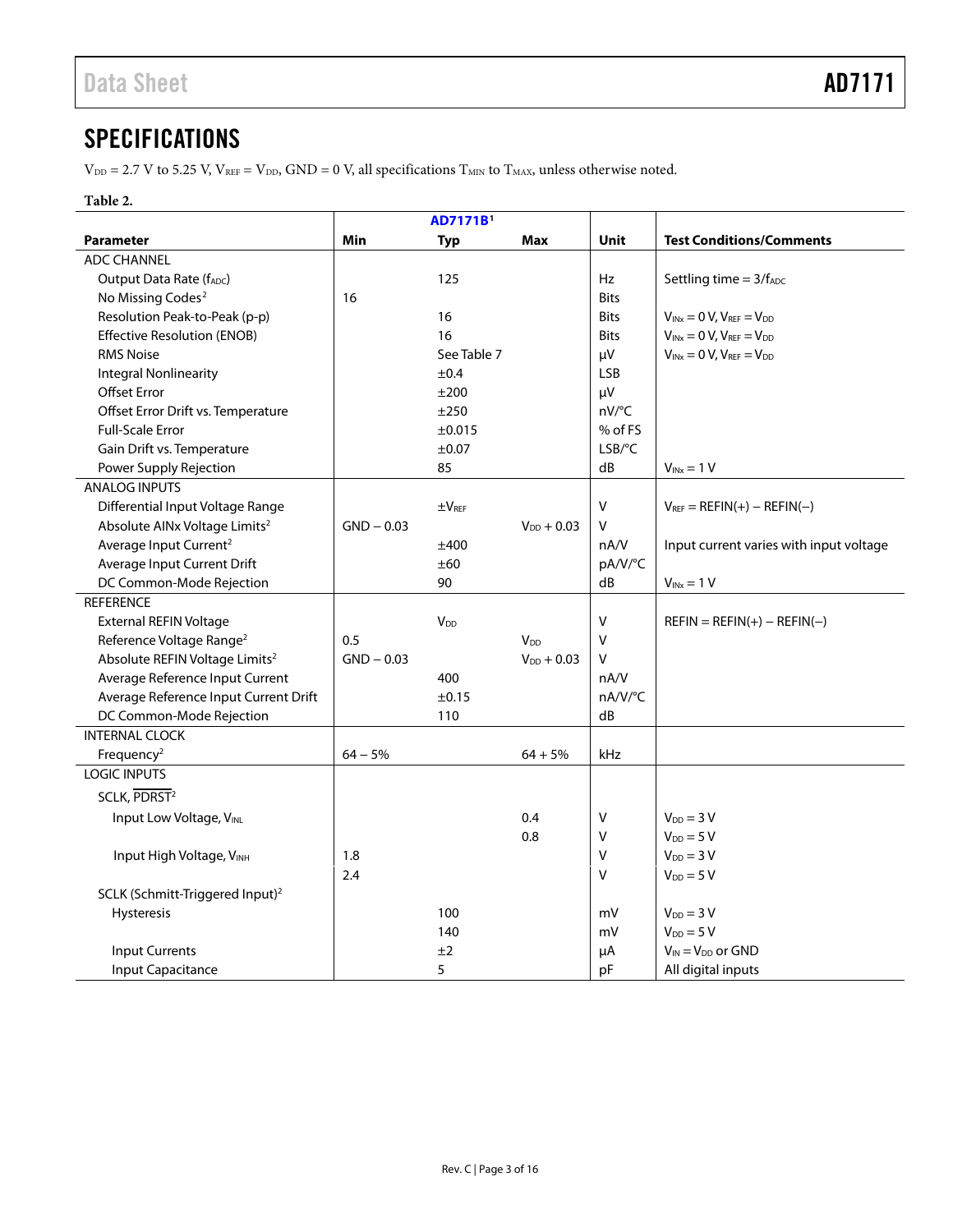## SPECIFICATIONS

$V_{DD}$ = 2.7 V to 5.25 V, $V_{REF}$ = $V_{DD}$, GND = 0 V, all specifications $T_{MIN}$ to $T_{MAX}$, unless otherwise noted.

**Table 2.**

| Parameter | AD7171B[1] | | | Unit | Test Conditions/Comments |
|---|---|---|---|---|---|
| | Min | Typ | Max | | |
| ADC CHANNEL | | | | | |
| Output Data Rate ($f_{ADC}$) | | 125 | | Hz | Settling time = $3/f_{ADC}$ |
| No Missing Codes[2] | 16 | | | Bits | |
| Resolution Peak-to-Peak (p-p) | | 16 | | Bits | $V_{INx}$ = 0 V, $V_{REF}$ = $V_{DD}$ |
| Effective Resolution (ENOB) | | 16 | | Bits | $V_{INx}$ = 0 V, $V_{REF}$ = $V_{DD}$ |
| RMS Noise | | See Table 7 | | µV | $V_{INx}$ = 0 V, $V_{REF}$ = $V_{DD}$ |
| Integral Nonlinearity | | ±0.4 | | LSB | |
| Offset Error | | ±200 | | µV | |
| Offset Error Drift vs. Temperature | | ±250 | | nV/°C | |
| Full-Scale Error | | ±0.015 | | % of FS | |
| Gain Drift vs. Temperature | | ±0.07 | | LSB/°C | |
| Power Supply Rejection | | 85 | | dB | $V_{INx}$ = 1 V |
| ANALOG INPUTS | | | | | |
| Differential Input Voltage Range | | ±$V_{REF}$ | | V | $V_{REF}$ = REFIN(+) − REFIN(−) |
| Absolute AINx Voltage Limits[2] | GND − 0.03 | | $V_{DD}$ + 0.03 | V | |
| Average Input Current[2] | | ±400 | | nA/V | Input current varies with input voltage |
| Average Input Current Drift | | ±60 | | pA/V/°C | |
| DC Common-Mode Rejection | | 90 | | dB | $V_{INx}$ = 1 V |
| REFERENCE | | | | | |
| External REFIN Voltage | | $V_{DD}$ | | V | REFIN = REFIN(+) − REFIN(−) |
| Reference Voltage Range[2] | 0.5 | | $V_{DD}$ | V | |
| Absolute REFIN Voltage Limits[2] | GND − 0.03 | | $V_{DD}$ + 0.03 | V | |
| Average Reference Input Current | | 400 | | nA/V | |
| Average Reference Input Current Drift | | ±0.15 | | nA/V/°C | |
| DC Common-Mode Rejection | | 110 | | dB | |
| INTERNAL CLOCK | | | | | |
| Frequency[2] | 64 − 5% | | 64 + 5% | kHz | |
| LOGIC INPUTS | | | | | |
| SCLK, $\overline{\text{PDRST}}$[2] | | | | | |
| Input Low Voltage, $V_{INL}$ | | | 0.4 | V | $V_{DD}$ = 3 V |
| | | | 0.8 | V | $V_{DD}$ = 5 V |
| Input High Voltage, $V_{INH}$ | 1.8 | | | V | $V_{DD}$ = 3 V |
| | 2.4 | | | V | $V_{DD}$ = 5 V |
| SCLK (Schmitt-Triggered Input)[2] | | | | | |
| Hysteresis | | 100 | | mV | $V_{DD}$ = 3 V |
| | | 140 | | mV | $V_{DD}$ = 5 V |
| Input Currents | | ±2 | | µA | $V_{IN}$ = $V_{DD}$ or GND |
| Input Capacitance | | 5 | | pF | All digital inputs |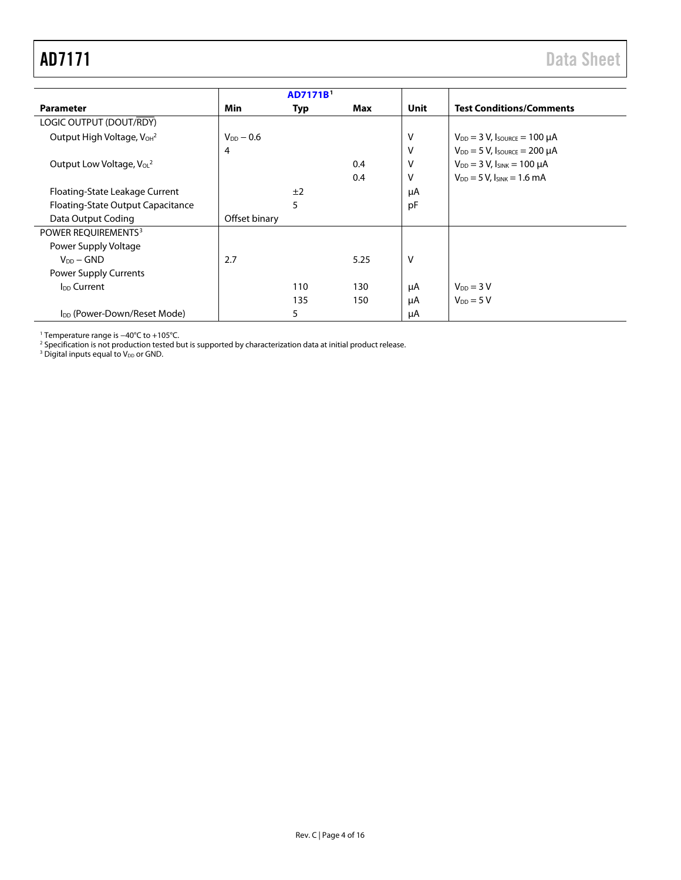| Parameter | AD7171B[1] Min | Typ | Max | Unit | Test Conditions/Comments |
|---|---|---|---|---|---|
| LOGIC OUTPUT (DOUT/$\overline{RDY}$) | | | | | |
| Output High Voltage, $V_{OH}$[2] | $V_{DD}$ − 0.6 | | | V | $V_{DD}$ = 3 V, $I_{SOURCE}$ = 100 μA |
| | 4 | | | V | $V_{DD}$ = 5 V, $I_{SOURCE}$ = 200 μA |
| Output Low Voltage, $V_{OL}$[2] | | | 0.4 | V | $V_{DD}$ = 3 V, $I_{SINK}$ = 100 μA |
| | | | 0.4 | V | $V_{DD}$ = 5 V, $I_{SINK}$ = 1.6 mA |
| Floating-State Leakage Current | | ±2 | | μA | |
| Floating-State Output Capacitance | | 5 | | pF | |
| Data Output Coding | Offset binary | | | | |
| POWER REQUIREMENTS[3] | | | | | |
| Power Supply Voltage | | | | | |
| $V_{DD}$ − GND | 2.7 | | 5.25 | V | |
| Power Supply Currents | | | | | |
| $I_{DD}$ Current | | 110 | 130 | μA | $V_{DD}$ = 3 V |
| | | 135 | 150 | μA | $V_{DD}$ = 5 V |
| $I_{DD}$ (Power-Down/Reset Mode) | | 5 | | μA | |

[1] Temperature range is −40°C to +105°C.
[2] Specification is not production tested but is supported by characterization data at initial product release.
[3] Digital inputs equal to $V_{DD}$ or GND.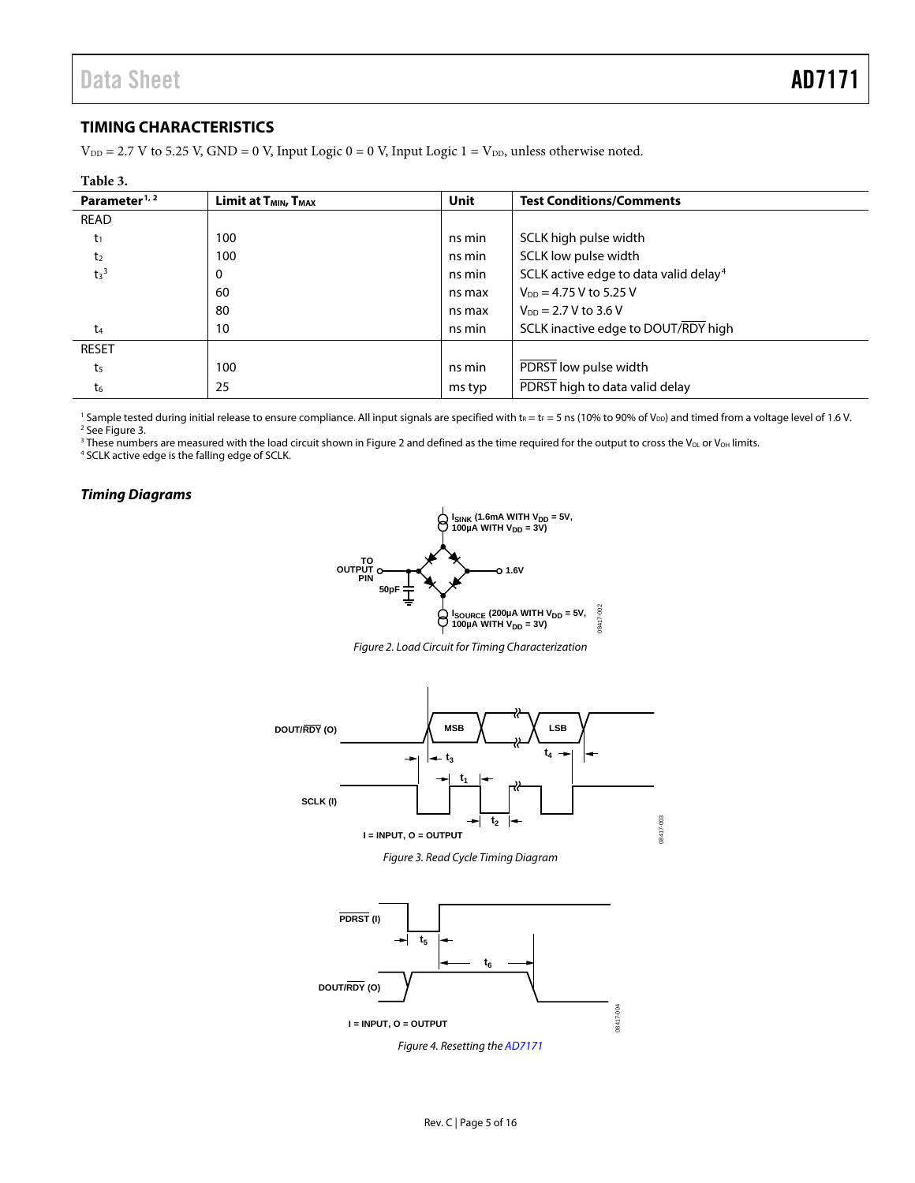## TIMING CHARACTERISTICS

$V_{DD}$ = 2.7 V to 5.25 V, GND = 0 V, Input Logic 0 = 0 V, Input Logic 1 = $V_{DD}$, unless otherwise noted.

**Table 3.**

| Parameter[1, 2] | Limit at $T_{MIN}$, $T_{MAX}$ | Unit | Test Conditions/Comments |
|---|---|---|---|
| READ | | | |
| $t_1$ | 100 | ns min | SCLK high pulse width |
| $t_2$ | 100 | ns min | SCLK low pulse width |
| $t_3$[3] | 0 | ns min | SCLK active edge to data valid delay[4] |
| | 60 | ns max | $V_{DD}$ = 4.75 V to 5.25 V |
| | 80 | ns max | $V_{DD}$ = 2.7 V to 3.6 V |
| $t_4$ | 10 | ns min | SCLK inactive edge to DOUT/RDY high |
| RESET | | | |
| $t_5$ | 100 | ns min | PDRST low pulse width |
| $t_6$ | 25 | ms typ | PDRST high to data valid delay |

[1] Sample tested during initial release to ensure compliance. All input signals are specified with $t_R$ = $t_F$ = 5 ns (10% to 90% of $V_{DD}$) and timed from a voltage level of 1.6 V.
[2] See Figure 3.
[3] These numbers are measured with the load circuit shown in Figure 2 and defined as the time required for the output to cross the $V_{OL}$ or $V_{OH}$ limits.
[4] SCLK active edge is the falling edge of SCLK.

### *Timing Diagrams*

*Figure 2. Load Circuit for Timing Characterization*

*Figure 3. Read Cycle Timing Diagram*

*Figure 4. Resetting the AD7171*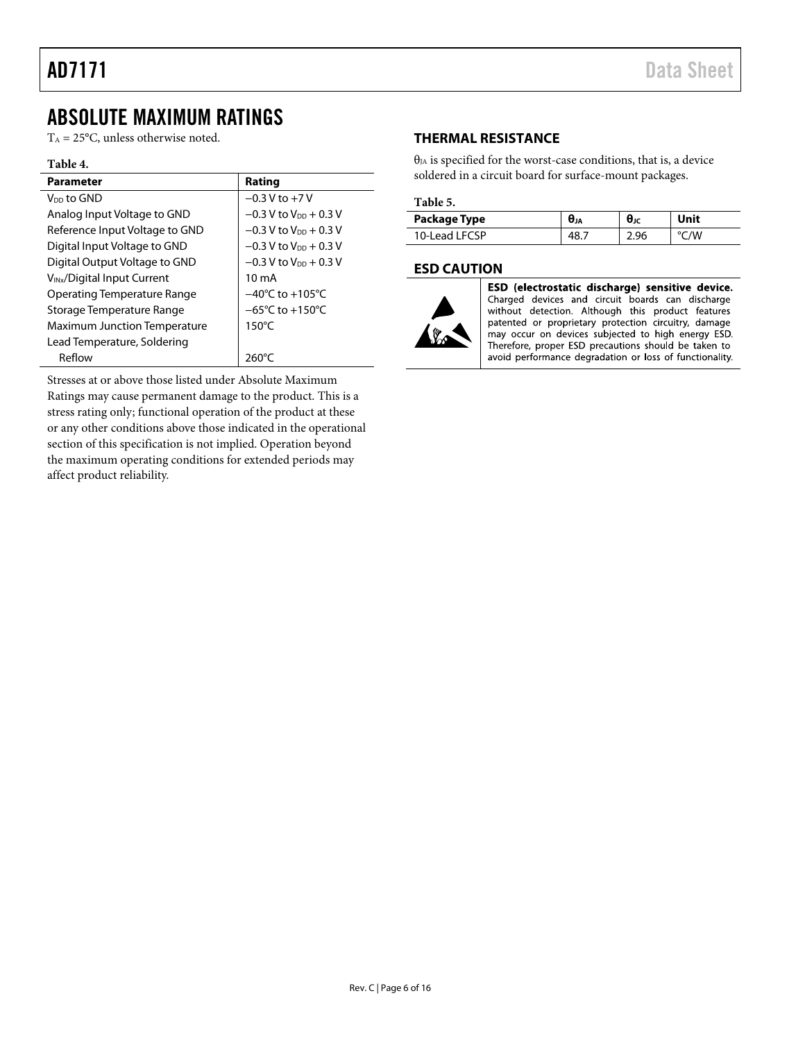# ABSOLUTE MAXIMUM RATINGS

$T_A$ = 25°C, unless otherwise noted.

**Table 4.**

| Parameter | Rating |
|---|---|
| $V_{DD}$ to GND | −0.3 V to +7 V |
| Analog Input Voltage to GND | −0.3 V to $V_{DD}$ + 0.3 V |
| Reference Input Voltage to GND | −0.3 V to $V_{DD}$ + 0.3 V |
| Digital Input Voltage to GND | −0.3 V to $V_{DD}$ + 0.3 V |
| Digital Output Voltage to GND | −0.3 V to $V_{DD}$ + 0.3 V |
| $V_{INx}$/Digital Input Current | 10 mA |
| Operating Temperature Range | −40°C to +105°C |
| Storage Temperature Range | −65°C to +150°C |
| Maximum Junction Temperature | 150°C |
| Lead Temperature, Soldering | |
| Reflow | 260°C |

Stresses at or above those listed under Absolute Maximum Ratings may cause permanent damage to the product. This is a stress rating only; functional operation of the product at these or any other conditions above those indicated in the operational section of this specification is not implied. Operation beyond the maximum operating conditions for extended periods may affect product reliability.

## THERMAL RESISTANCE

$\theta_{JA}$ is specified for the worst-case conditions, that is, a device soldered in a circuit board for surface-mount packages.

**Table 5.**

| Package Type | $\theta_{JA}$ | $\theta_{JC}$ | Unit |
|---|---|---|---|
| 10-Lead LFCSP | 48.7 | 2.96 | °C/W |

## ESD CAUTION

**ESD (electrostatic discharge) sensitive device.** Charged devices and circuit boards can discharge without detection. Although this product features patented or proprietary protection circuitry, damage may occur on devices subjected to high energy ESD. Therefore, proper ESD precautions should be taken to avoid performance degradation or loss of functionality.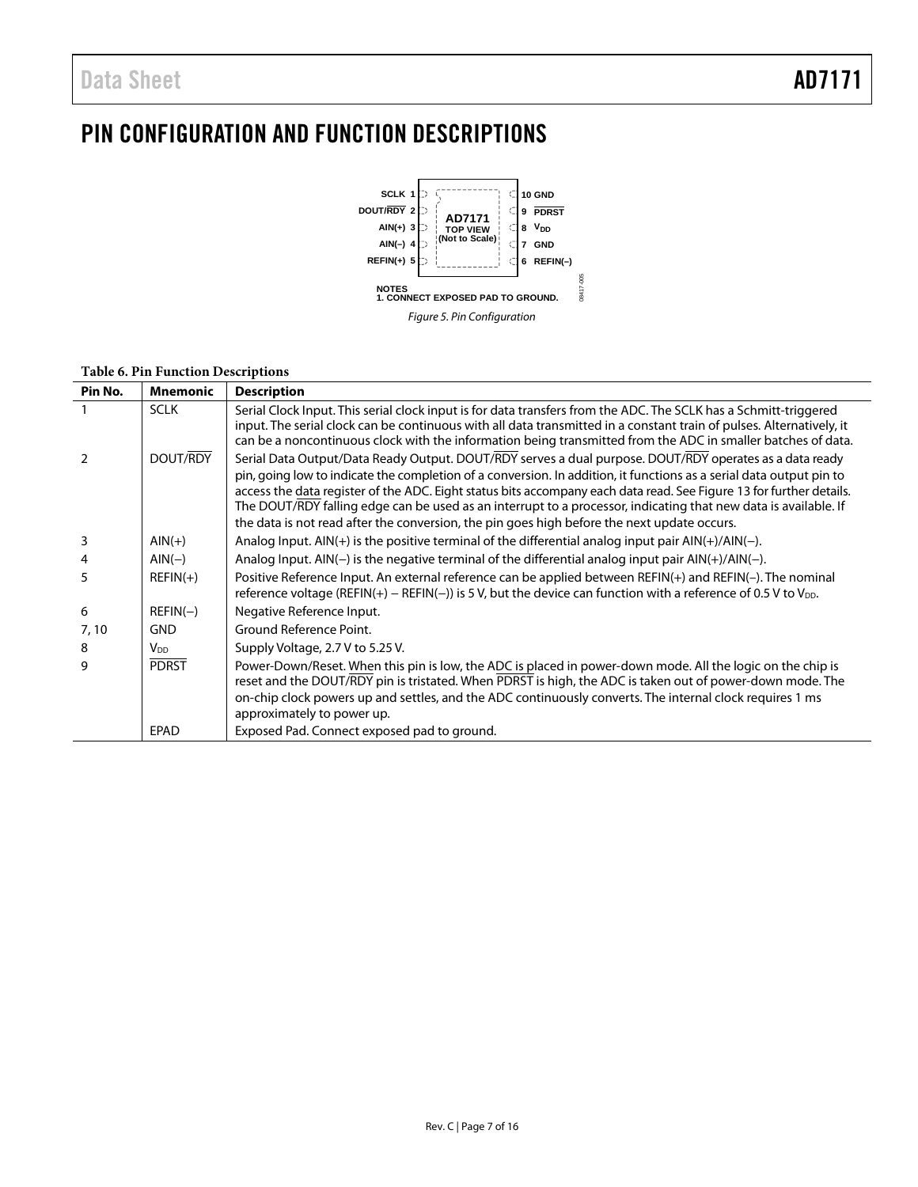# PIN CONFIGURATION AND FUNCTION DESCRIPTIONS

SCLK 1 | DOUT/$\overline{\text{RDY}}$ 2 | AIN(+) 3 | AIN(–) 4 | REFIN(+) 5 | AD7171 TOP VIEW (Not to Scale) | 10 GND | 9 $\overline{\text{PDRST}}$ | 8 $V_{DD}$ | 7 GND | 6 REFIN(–)

NOTES
1. CONNECT EXPOSED PAD TO GROUND.

*Figure 5. Pin Configuration*

**Table 6. Pin Function Descriptions**

| Pin No. | Mnemonic | Description |
|---|---|---|
| 1 | SCLK | Serial Clock Input. This serial clock input is for data transfers from the ADC. The SCLK has a Schmitt-triggered input. The serial clock can be continuous with all data transmitted in a constant train of pulses. Alternatively, it can be a noncontinuous clock with the information being transmitted from the ADC in smaller batches of data. |
| 2 | DOUT/$\overline{\text{RDY}}$ | Serial Data Output/Data Ready Output. DOUT/$\overline{\text{RDY}}$ serves a dual purpose. DOUT/$\overline{\text{RDY}}$ operates as a data ready pin, going low to indicate the completion of a conversion. In addition, it functions as a serial data output pin to access the data register of the ADC. Eight status bits accompany each data read. See Figure 13 for further details. The DOUT/$\overline{\text{RDY}}$ falling edge can be used as an interrupt to a processor, indicating that new data is available. If the data is not read after the conversion, the pin goes high before the next update occurs. |
| 3 | AIN(+) | Analog Input. AIN(+) is the positive terminal of the differential analog input pair AIN(+)/AIN(−). |
| 4 | AIN(−) | Analog Input. AIN(−) is the negative terminal of the differential analog input pair AIN(+)/AIN(−). |
| 5 | REFIN(+) | Positive Reference Input. An external reference can be applied between REFIN(+) and REFIN(−). The nominal reference voltage (REFIN(+) − REFIN(−)) is 5 V, but the device can function with a reference of 0.5 V to $V_{DD}$. |
| 6 | REFIN(−) | Negative Reference Input. |
| 7, 10 | GND | Ground Reference Point. |
| 8 | $V_{DD}$ | Supply Voltage, 2.7 V to 5.25 V. |
| 9 | $\overline{\text{PDRST}}$ | Power-Down/Reset. When this pin is low, the ADC is placed in power-down mode. All the logic on the chip is reset and the DOUT/$\overline{\text{RDY}}$ pin is tristated. When $\overline{\text{PDRST}}$ is high, the ADC is taken out of power-down mode. The on-chip clock powers up and settles, and the ADC continuously converts. The internal clock requires 1 ms approximately to power up. |
| | EPAD | Exposed Pad. Connect exposed pad to ground. |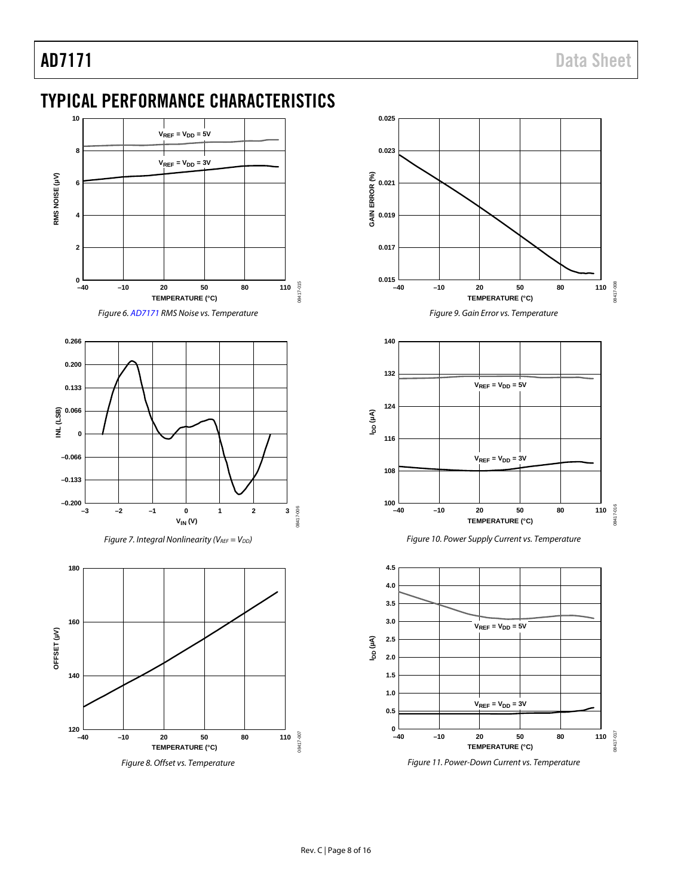# TYPICAL PERFORMANCE CHARACTERISTICS

Figure 6. AD7171 RMS Noise vs. Temperature

Figure 7. Integral Nonlinearity ($V_{REF} = V_{DD}$)

Figure 8. Offset vs. Temperature

Figure 9. Gain Error vs. Temperature

Figure 10. Power Supply Current vs. Temperature

Figure 11. Power-Down Current vs. Temperature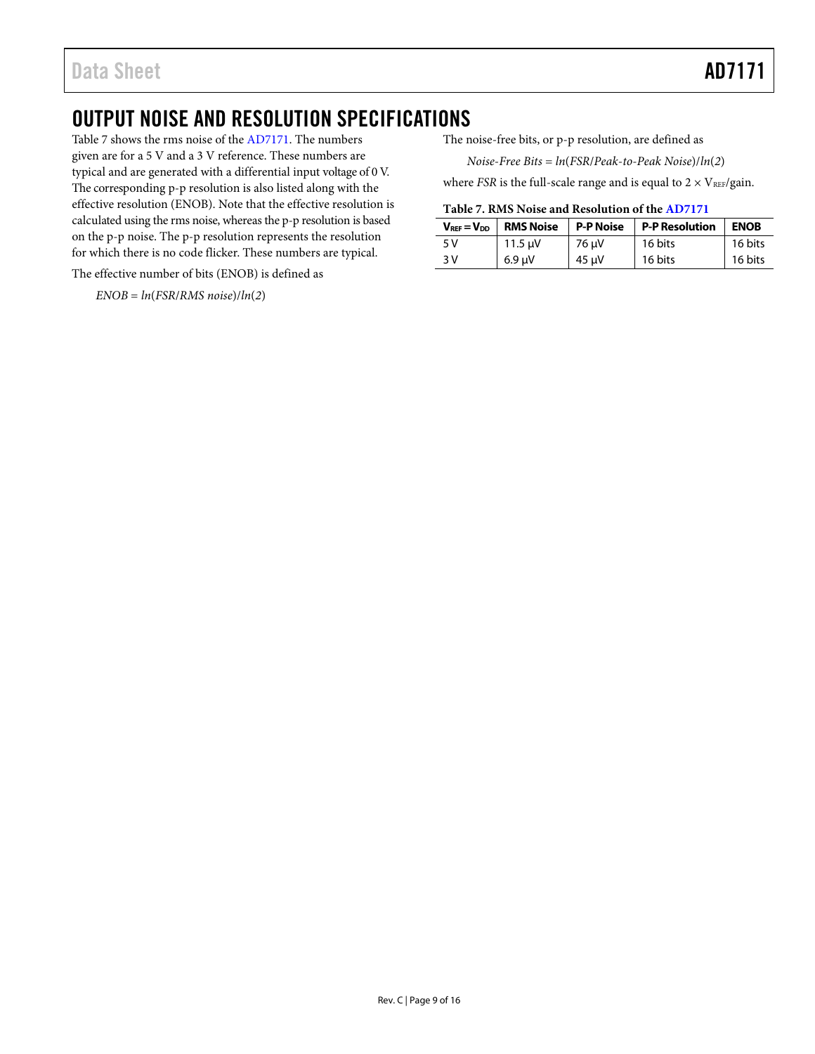# OUTPUT NOISE AND RESOLUTION SPECIFICATIONS

Table 7 shows the rms noise of the AD7171. The numbers given are for a 5 V and a 3 V reference. These numbers are typical and are generated with a differential input voltage of 0 V. The corresponding p-p resolution is also listed along with the effective resolution (ENOB). Note that the effective resolution is calculated using the rms noise, whereas the p-p resolution is based on the p-p noise. The p-p resolution represents the resolution for which there is no code flicker. These numbers are typical.

The effective number of bits (ENOB) is defined as

$$ENOB = ln(FSR/RMS\ noise)/ln(2)$$

The noise-free bits, or p-p resolution, are defined as

$$Noise\text{-}Free\ Bits = ln(FSR/Peak\text{-}to\text{-}Peak\ Noise)/ln(2)$$

where *FSR* is the full-scale range and is equal to $2 \times V_{REF}$/gain.

**Table 7. RMS Noise and Resolution of the AD7171**

| $V_{REF} = V_{DD}$ | RMS Noise | P-P Noise | P-P Resolution | ENOB |
|---|---|---|---|---|
| 5 V | 11.5 μV | 76 μV | 16 bits | 16 bits |
| 3 V | 6.9 μV | 45 μV | 16 bits | 16 bits |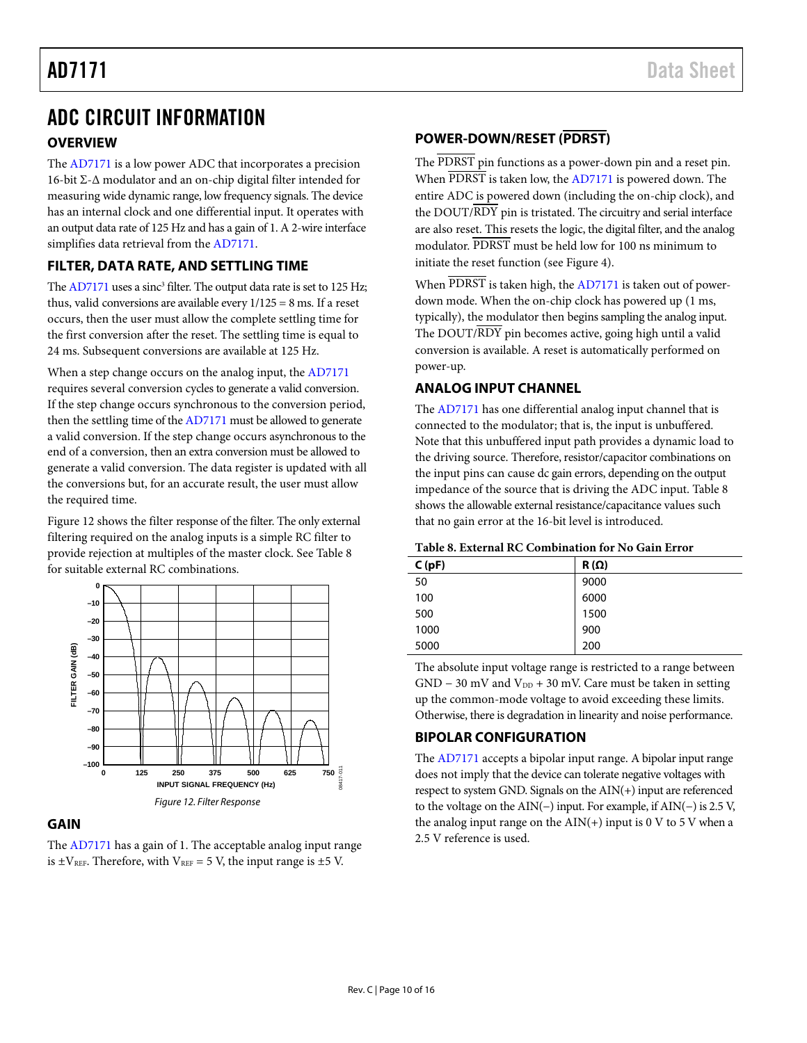# ADC CIRCUIT INFORMATION

## OVERVIEW

The AD7171 is a low power ADC that incorporates a precision 16-bit Σ-Δ modulator and an on-chip digital filter intended for measuring wide dynamic range, low frequency signals. The device has an internal clock and one differential input. It operates with an output data rate of 125 Hz and has a gain of 1. A 2-wire interface simplifies data retrieval from the AD7171.

## FILTER, DATA RATE, AND SETTLING TIME

The AD7171 uses a $\text{sinc}^3$ filter. The output data rate is set to 125 Hz; thus, valid conversions are available every 1/125 = 8 ms. If a reset occurs, then the user must allow the complete settling time for the first conversion after the reset. The settling time is equal to 24 ms. Subsequent conversions are available at 125 Hz.

When a step change occurs on the analog input, the AD7171 requires several conversion cycles to generate a valid conversion. If the step change occurs synchronous to the conversion period, then the settling time of the AD7171 must be allowed to generate a valid conversion. If the step change occurs asynchronous to the end of a conversion, then an extra conversion must be allowed to generate a valid conversion. The data register is updated with all the conversions but, for an accurate result, the user must allow the required time.

Figure 12 shows the filter response of the filter. The only external filtering required on the analog inputs is a simple RC filter to provide rejection at multiples of the master clock. See Table 8 for suitable external RC combinations.

*Figure 12. Filter Response*

## GAIN

The AD7171 has a gain of 1. The acceptable analog input range is $\pm V_{REF}$. Therefore, with $V_{REF}$ = 5 V, the input range is ±5 V.

## POWER-DOWN/RESET ($\overline{\text{PDRST}}$)

The $\overline{\text{PDRST}}$ pin functions as a power-down pin and a reset pin. When $\overline{\text{PDRST}}$ is taken low, the AD7171 is powered down. The entire ADC is powered down (including the on-chip clock), and the DOUT/$\overline{\text{RDY}}$ pin is tristated. The circuitry and serial interface are also reset. This resets the logic, the digital filter, and the analog modulator. $\overline{\text{PDRST}}$ must be held low for 100 ns minimum to initiate the reset function (see Figure 4).

When $\overline{\text{PDRST}}$ is taken high, the AD7171 is taken out of power-down mode. When the on-chip clock has powered up (1 ms, typically), the modulator then begins sampling the analog input. The DOUT/$\overline{\text{RDY}}$ pin becomes active, going high until a valid conversion is available. A reset is automatically performed on power-up.

## ANALOG INPUT CHANNEL

The AD7171 has one differential analog input channel that is connected to the modulator; that is, the input is unbuffered. Note that this unbuffered input path provides a dynamic load to the driving source. Therefore, resistor/capacitor combinations on the input pins can cause dc gain errors, depending on the output impedance of the source that is driving the ADC input. Table 8 shows the allowable external resistance/capacitance values such that no gain error at the 16-bit level is introduced.

**Table 8. External RC Combination for No Gain Error**

| C (pF) | R (Ω) |
|---|---|
| 50 | 9000 |
| 100 | 6000 |
| 500 | 1500 |
| 1000 | 900 |
| 5000 | 200 |

The absolute input voltage range is restricted to a range between GND − 30 mV and $V_{DD}$ + 30 mV. Care must be taken in setting up the common-mode voltage to avoid exceeding these limits. Otherwise, there is degradation in linearity and noise performance.

## BIPOLAR CONFIGURATION

The AD7171 accepts a bipolar input range. A bipolar input range does not imply that the device can tolerate negative voltages with respect to system GND. Signals on the AIN(+) input are referenced to the voltage on the AIN(−) input. For example, if AIN(−) is 2.5 V, the analog input range on the AIN(+) input is 0 V to 5 V when a 2.5 V reference is used.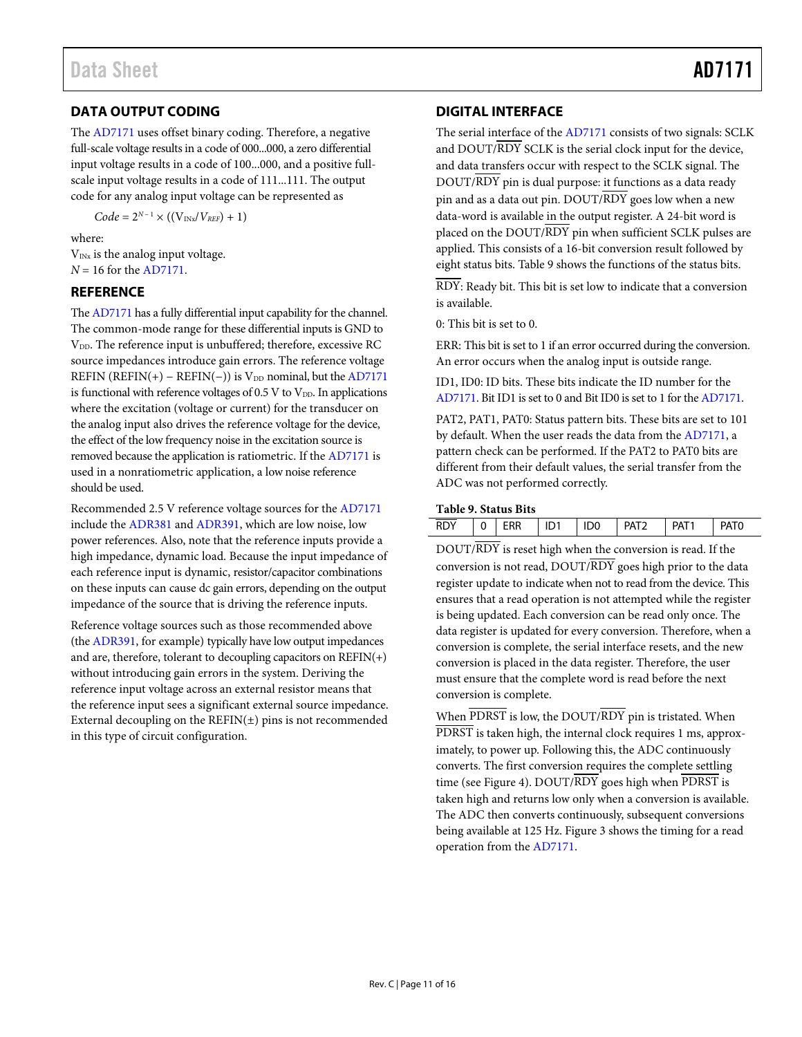## DATA OUTPUT CODING

The AD7171 uses offset binary coding. Therefore, a negative full-scale voltage results in a code of 000...000, a zero differential input voltage results in a code of 100...000, and a positive full-scale input voltage results in a code of 111...111. The output code for any analog input voltage can be represented as

$$Code = 2^{N-1} \times ((V_{INx}/V_{REF}) + 1)$$

where:
$V_{INx}$ is the analog input voltage.
$N = 16$ for the AD7171.

## REFERENCE

The AD7171 has a fully differential input capability for the channel. The common-mode range for these differential inputs is GND to $V_{DD}$. The reference input is unbuffered; therefore, excessive RC source impedances introduce gain errors. The reference voltage REFIN (REFIN(+) − REFIN(−)) is $V_{DD}$ nominal, but the AD7171 is functional with reference voltages of 0.5 V to $V_{DD}$. In applications where the excitation (voltage or current) for the transducer on the analog input also drives the reference voltage for the device, the effect of the low frequency noise in the excitation source is removed because the application is ratiometric. If the AD7171 is used in a nonratiometric application, a low noise reference should be used.

Recommended 2.5 V reference voltage sources for the AD7171 include the ADR381 and ADR391, which are low noise, low power references. Also, note that the reference inputs provide a high impedance, dynamic load. Because the input impedance of each reference input is dynamic, resistor/capacitor combinations on these inputs can cause dc gain errors, depending on the output impedance of the source that is driving the reference inputs.

Reference voltage sources such as those recommended above (the ADR391, for example) typically have low output impedances and are, therefore, tolerant to decoupling capacitors on REFIN(+) without introducing gain errors in the system. Deriving the reference input voltage across an external resistor means that the reference input sees a significant external source impedance. External decoupling on the REFIN(±) pins is not recommended in this type of circuit configuration.

## DIGITAL INTERFACE

The serial interface of the AD7171 consists of two signals: SCLK and DOUT/$\overline{\text{RDY}}$ SCLK is the serial clock input for the device, and data transfers occur with respect to the SCLK signal. The DOUT/$\overline{\text{RDY}}$ pin is dual purpose: it functions as a data ready pin and as a data out pin. DOUT/$\overline{\text{RDY}}$ goes low when a new data-word is available in the output register. A 24-bit word is placed on the DOUT/$\overline{\text{RDY}}$ pin when sufficient SCLK pulses are applied. This consists of a 16-bit conversion result followed by eight status bits. Table 9 shows the functions of the status bits.

$\overline{\text{RDY}}$: Ready bit. This bit is set low to indicate that a conversion is available.

0: This bit is set to 0.

ERR: This bit is set to 1 if an error occurred during the conversion. An error occurs when the analog input is outside range.

ID1, ID0: ID bits. These bits indicate the ID number for the AD7171. Bit ID1 is set to 0 and Bit ID0 is set to 1 for the AD7171.

PAT2, PAT1, PAT0: Status pattern bits. These bits are set to 101 by default. When the user reads the data from the AD7171, a pattern check can be performed. If the PAT2 to PAT0 bits are different from their default values, the serial transfer from the ADC was not performed correctly.

**Table 9. Status Bits**

| $\overline{\text{RDY}}$ | 0 | ERR | ID1 | ID0 | PAT2 | PAT1 | PAT0 |
|---|---|---|---|---|---|---|---|

DOUT/$\overline{\text{RDY}}$ is reset high when the conversion is read. If the conversion is not read, DOUT/$\overline{\text{RDY}}$ goes high prior to the data register update to indicate when not to read from the device. This ensures that a read operation is not attempted while the register is being updated. Each conversion can be read only once. The data register is updated for every conversion. Therefore, when a conversion is complete, the serial interface resets, and the new conversion is placed in the data register. Therefore, the user must ensure that the complete word is read before the next conversion is complete.

When $\overline{\text{PDRST}}$ is low, the DOUT/$\overline{\text{RDY}}$ pin is tristated. When $\overline{\text{PDRST}}$ is taken high, the internal clock requires 1 ms, approximately, to power up. Following this, the ADC continuously converts. The first conversion requires the complete settling time (see Figure 4). DOUT/$\overline{\text{RDY}}$ goes high when $\overline{\text{PDRST}}$ is taken high and returns low only when a conversion is available. The ADC then converts continuously, subsequent conversions being available at 125 Hz. Figure 3 shows the timing for a read operation from the AD7171.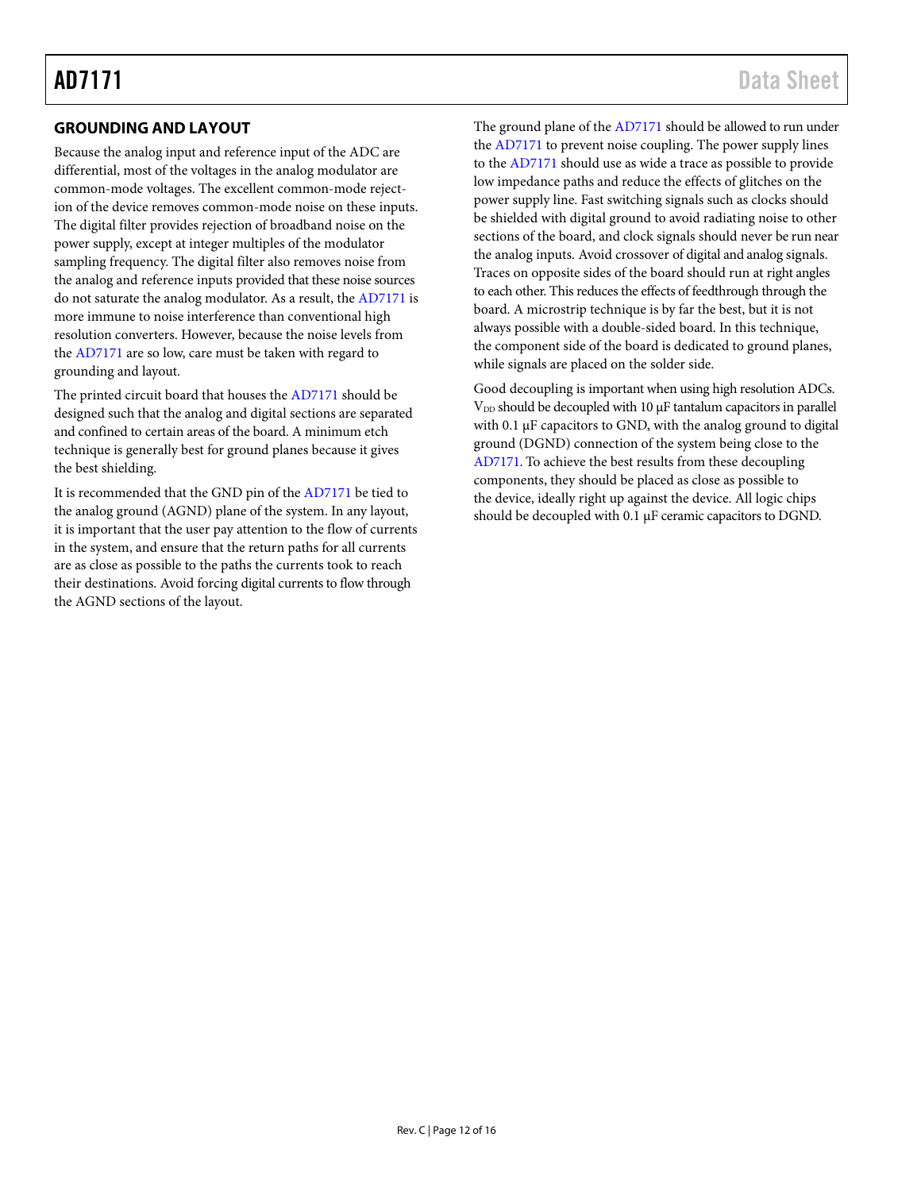## GROUNDING AND LAYOUT

Because the analog input and reference input of the ADC are differential, most of the voltages in the analog modulator are common-mode voltages. The excellent common-mode rejection of the device removes common-mode noise on these inputs. The digital filter provides rejection of broadband noise on the power supply, except at integer multiples of the modulator sampling frequency. The digital filter also removes noise from the analog and reference inputs provided that these noise sources do not saturate the analog modulator. As a result, the AD7171 is more immune to noise interference than conventional high resolution converters. However, because the noise levels from the AD7171 are so low, care must be taken with regard to grounding and layout.

The printed circuit board that houses the AD7171 should be designed such that the analog and digital sections are separated and confined to certain areas of the board. A minimum etch technique is generally best for ground planes because it gives the best shielding.

It is recommended that the GND pin of the AD7171 be tied to the analog ground (AGND) plane of the system. In any layout, it is important that the user pay attention to the flow of currents in the system, and ensure that the return paths for all currents are as close as possible to the paths the currents took to reach their destinations. Avoid forcing digital currents to flow through the AGND sections of the layout.

The ground plane of the AD7171 should be allowed to run under the AD7171 to prevent noise coupling. The power supply lines to the AD7171 should use as wide a trace as possible to provide low impedance paths and reduce the effects of glitches on the power supply line. Fast switching signals such as clocks should be shielded with digital ground to avoid radiating noise to other sections of the board, and clock signals should never be run near the analog inputs. Avoid crossover of digital and analog signals. Traces on opposite sides of the board should run at right angles to each other. This reduces the effects of feedthrough through the board. A microstrip technique is by far the best, but it is not always possible with a double-sided board. In this technique, the component side of the board is dedicated to ground planes, while signals are placed on the solder side.

Good decoupling is important when using high resolution ADCs. $V_{DD}$ should be decoupled with 10 μF tantalum capacitors in parallel with 0.1 μF capacitors to GND, with the analog ground to digital ground (DGND) connection of the system being close to the AD7171. To achieve the best results from these decoupling components, they should be placed as close as possible to the device, ideally right up against the device. All logic chips should be decoupled with 0.1 μF ceramic capacitors to DGND.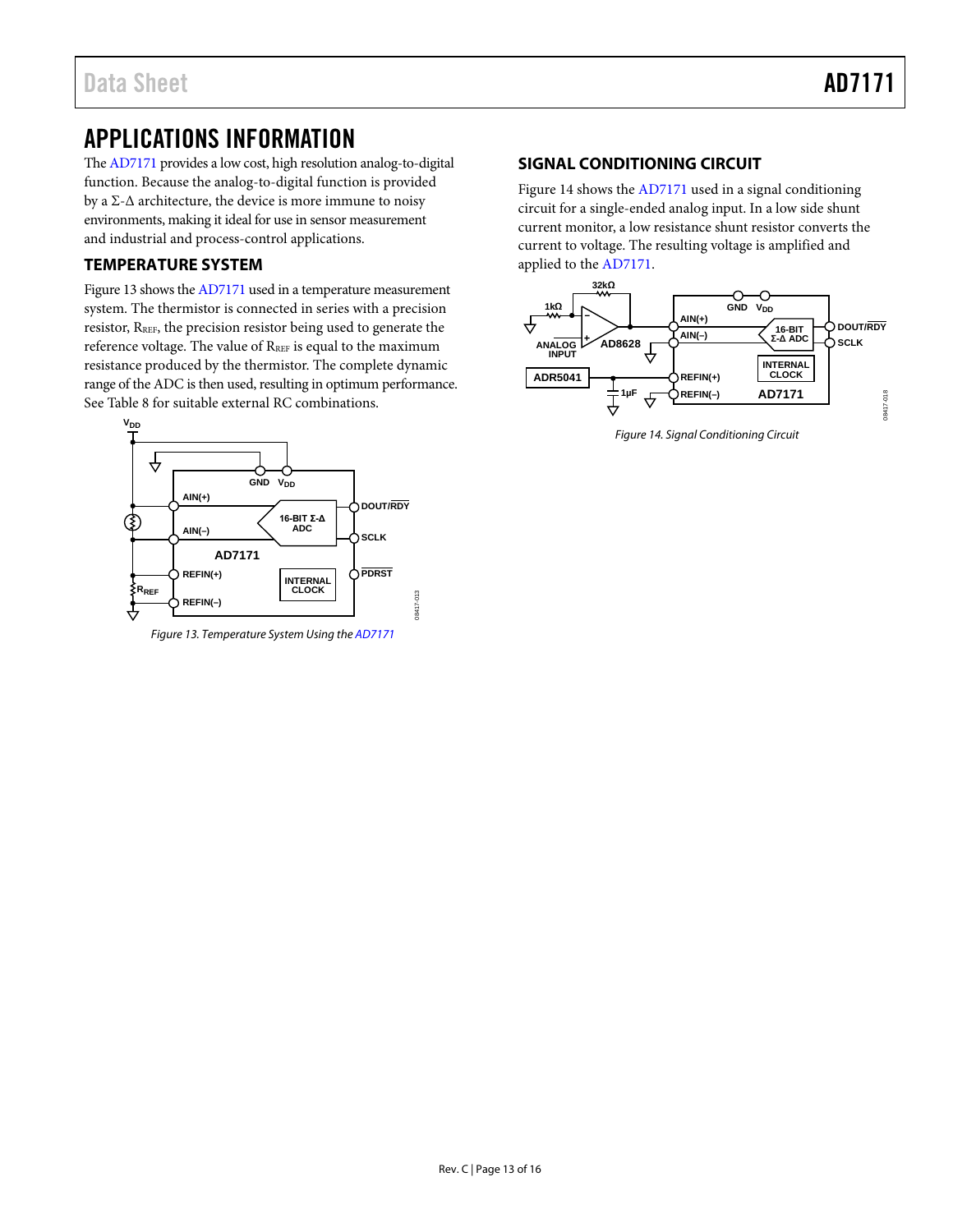# APPLICATIONS INFORMATION

The AD7171 provides a low cost, high resolution analog-to-digital function. Because the analog-to-digital function is provided by a Σ-Δ architecture, the device is more immune to noisy environments, making it ideal for use in sensor measurement and industrial and process-control applications.

## TEMPERATURE SYSTEM

Figure 13 shows the AD7171 used in a temperature measurement system. The thermistor is connected in series with a precision resistor, $R_{REF}$, the precision resistor being used to generate the reference voltage. The value of $R_{REF}$ is equal to the maximum resistance produced by the thermistor. The complete dynamic range of the ADC is then used, resulting in optimum performance. See Table 8 for suitable external RC combinations.

*Figure 13. Temperature System Using the AD7171*

## SIGNAL CONDITIONING CIRCUIT

Figure 14 shows the AD7171 used in a signal conditioning circuit for a single-ended analog input. In a low side shunt current monitor, a low resistance shunt resistor converts the current to voltage. The resulting voltage is amplified and applied to the AD7171.

*Figure 14. Signal Conditioning Circuit*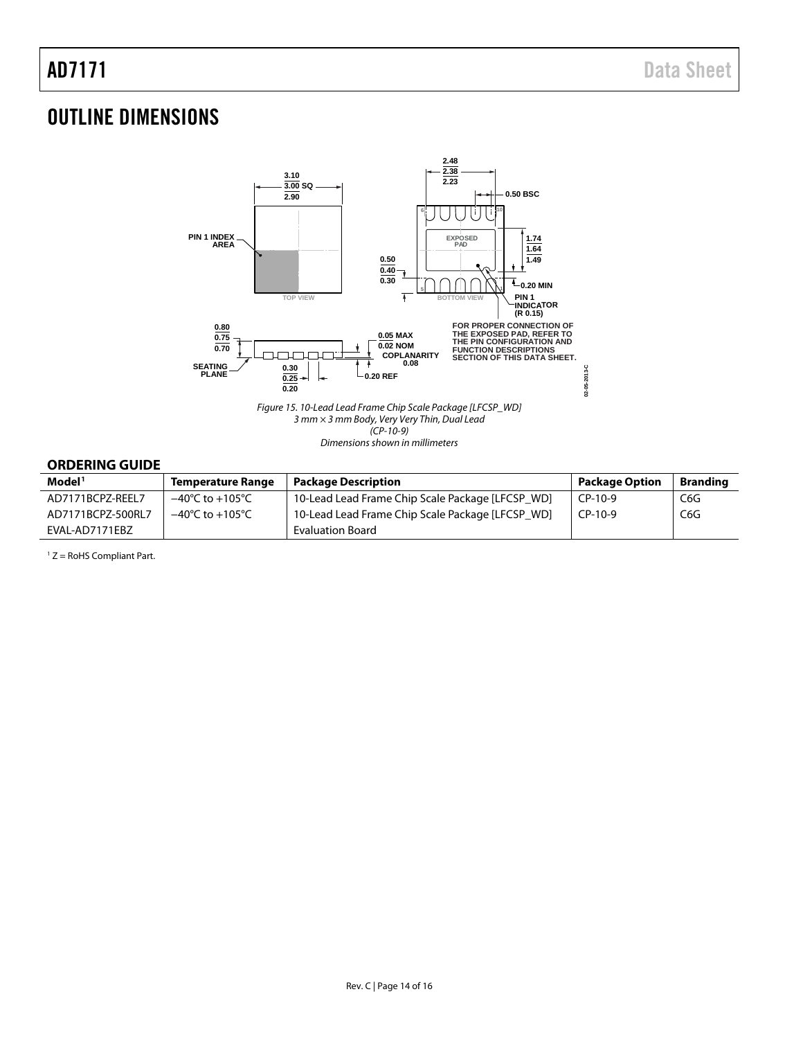# OUTLINE DIMENSIONS

Figure 15. 10-Lead Lead Frame Chip Scale Package [LFCSP_WD]
3 mm × 3 mm Body, Very Very Thin, Dual Lead
(CP-10-9)
Dimensions shown in millimeters

## ORDERING GUIDE

| Model[1] | Temperature Range | Package Description | Package Option | Branding |
|---|---|---|---|---|
| AD7171BCPZ-REEL7 | −40°C to +105°C | 10-Lead Lead Frame Chip Scale Package [LFCSP_WD] | CP-10-9 | C6G |
| AD7171BCPZ-500RL7 | −40°C to +105°C | 10-Lead Lead Frame Chip Scale Package [LFCSP_WD] | CP-10-9 | C6G |
| EVAL-AD7171EBZ | | Evaluation Board | | |

[1] Z = RoHS Compliant Part.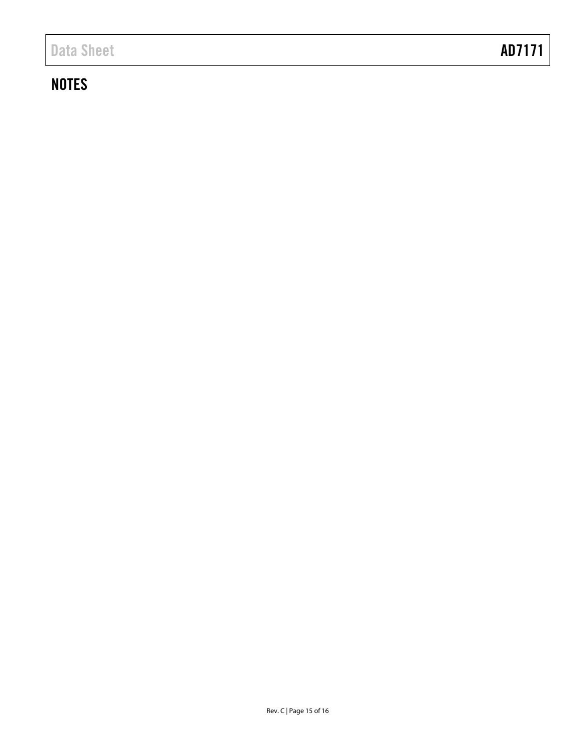## NOTES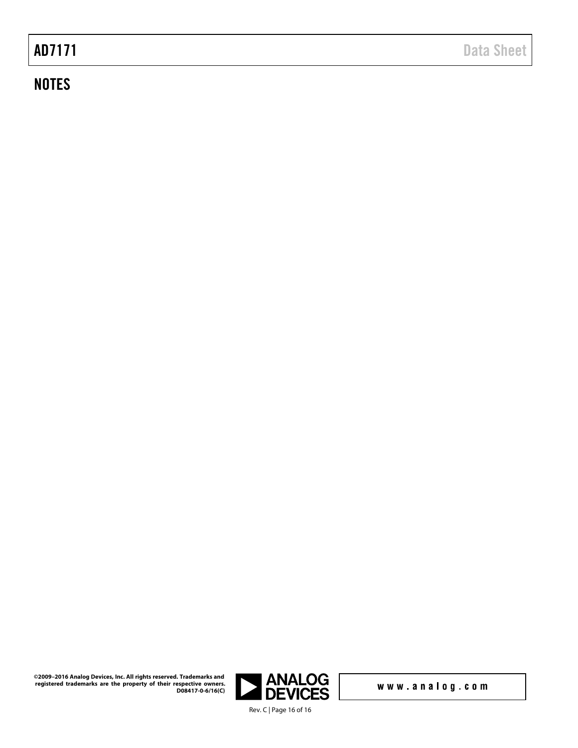## NOTES

**©2009–2016 Analog Devices, Inc. All rights reserved. Trademarks and registered trademarks are the property of their respective owners. D08417-0-6/16(C)**

www.analog.com